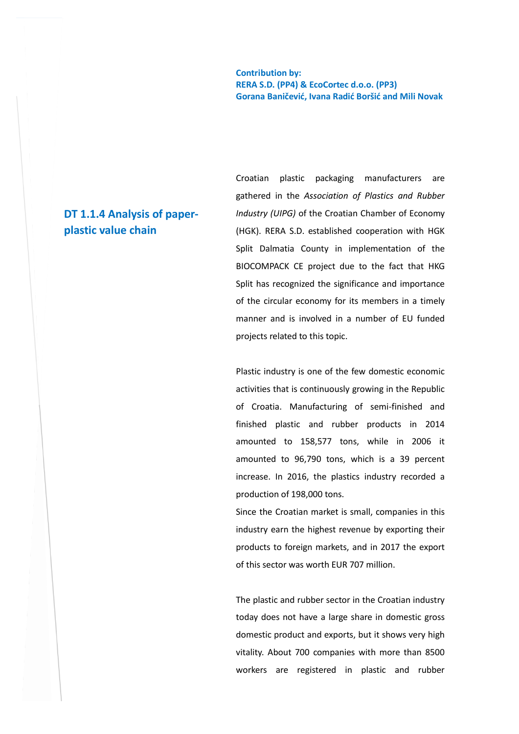**Contribution by:**
**RERA S.D. (PP4) & EcoCortec d.o.o. (PP3)**
**Gorana Baničević, Ivana Radić Boršić and Mili Novak**

## DT 1.1.4 Analysis of paper-plastic value chain

Croatian plastic packaging manufacturers are gathered in the *Association of Plastics and Rubber Industry (UIPG)* of the Croatian Chamber of Economy (HGK). RERA S.D. established cooperation with HGK Split Dalmatia County in implementation of the BIOCOMPACK CE project due to the fact that HKG Split has recognized the significance and importance of the circular economy for its members in a timely manner and is involved in a number of EU funded projects related to this topic.

Plastic industry is one of the few domestic economic activities that is continuously growing in the Republic of Croatia. Manufacturing of semi-finished and finished plastic and rubber products in 2014 amounted to 158,577 tons, while in 2006 it amounted to 96,790 tons, which is a 39 percent increase. In 2016, the plastics industry recorded a production of 198,000 tons.

Since the Croatian market is small, companies in this industry earn the highest revenue by exporting their products to foreign markets, and in 2017 the export of this sector was worth EUR 707 million.

The plastic and rubber sector in the Croatian industry today does not have a large share in domestic gross domestic product and exports, but it shows very high vitality. About 700 companies with more than 8500 workers are registered in plastic and rubber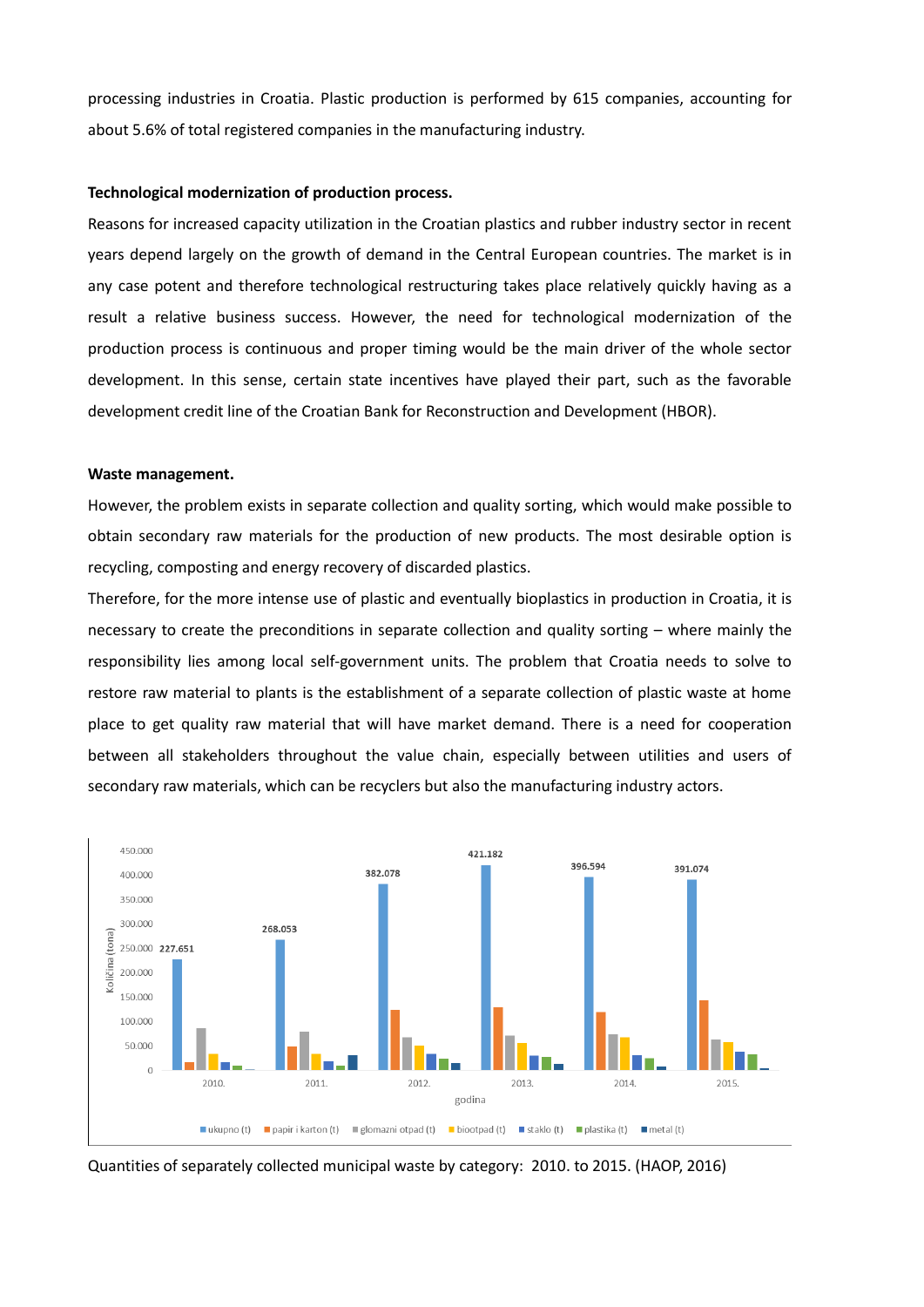processing industries in Croatia. Plastic production is performed by 615 companies, accounting for about 5.6% of total registered companies in the manufacturing industry.

**Technological modernization of production process.**

Reasons for increased capacity utilization in the Croatian plastics and rubber industry sector in recent years depend largely on the growth of demand in the Central European countries. The market is in any case potent and therefore technological restructuring takes place relatively quickly having as a result a relative business success. However, the need for technological modernization of the production process is continuous and proper timing would be the main driver of the whole sector development. In this sense, certain state incentives have played their part, such as the favorable development credit line of the Croatian Bank for Reconstruction and Development (HBOR).

**Waste management.**

However, the problem exists in separate collection and quality sorting, which would make possible to obtain secondary raw materials for the production of new products. The most desirable option is recycling, composting and energy recovery of discarded plastics.

Therefore, for the more intense use of plastic and eventually bioplastics in production in Croatia, it is necessary to create the preconditions in separate collection and quality sorting – where mainly the responsibility lies among local self-government units. The problem that Croatia needs to solve to restore raw material to plants is the establishment of a separate collection of plastic waste at home place to get quality raw material that will have market demand. There is a need for cooperation between all stakeholders throughout the value chain, especially between utilities and users of secondary raw materials, which can be recyclers but also the manufacturing industry actors.

Quantities of separately collected municipal waste by category: 2010. to 2015. (HAOP, 2016)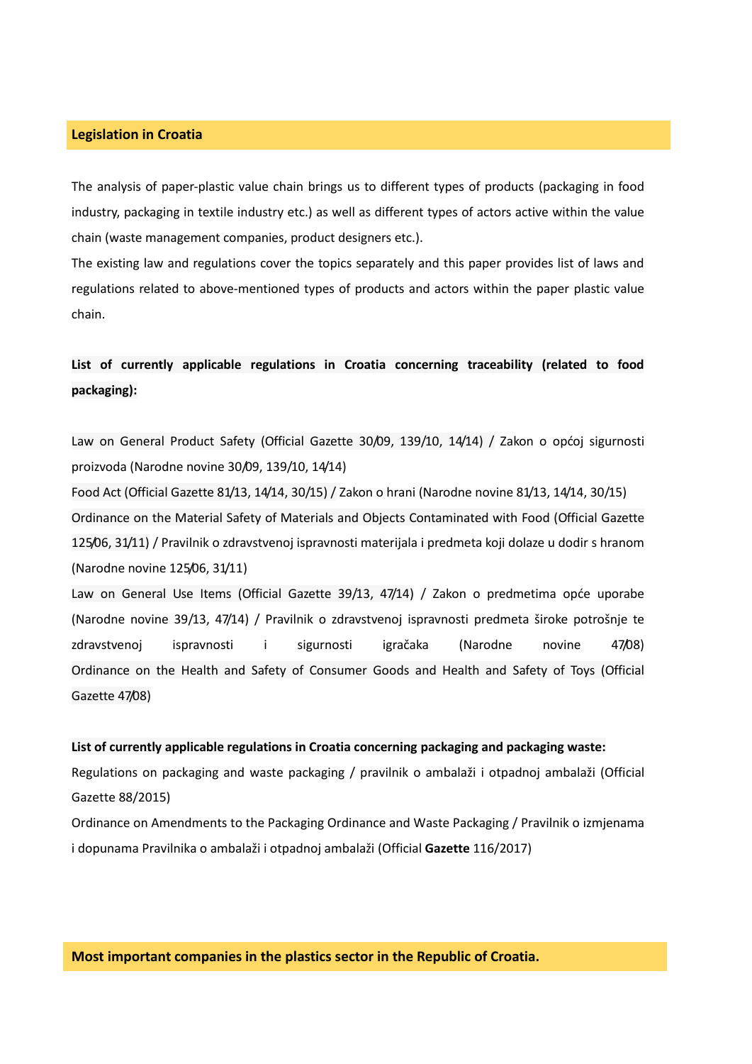## Legislation in Croatia

The analysis of paper-plastic value chain brings us to different types of products (packaging in food industry, packaging in textile industry etc.) as well as different types of actors active within the value chain (waste management companies, product designers etc.).

The existing law and regulations cover the topics separately and this paper provides list of laws and regulations related to above-mentioned types of products and actors within the paper plastic value chain.

**List of currently applicable regulations in Croatia concerning traceability (related to food packaging):**

Law on General Product Safety (Official Gazette 30/09, 139/10, 14/14) / Zakon o općoj sigurnosti proizvoda (Narodne novine 30/09, 139/10, 14/14)

Food Act (Official Gazette 81/13, 14/14, 30/15) / Zakon o hrani (Narodne novine 81/13, 14/14, 30/15)

Ordinance on the Material Safety of Materials and Objects Contaminated with Food (Official Gazette 125/06, 31/11) / Pravilnik o zdravstvenoj ispravnosti materijala i predmeta koji dolaze u dodir s hranom (Narodne novine 125/06, 31/11)

Law on General Use Items (Official Gazette 39/13, 47/14) / Zakon o predmetima opće uporabe (Narodne novine 39/13, 47/14) / Pravilnik o zdravstvenoj ispravnosti predmeta široke potrošnje te zdravstvenoj ispravnosti i sigurnosti igračaka (Narodne novine 47/08) Ordinance on the Health and Safety of Consumer Goods and Health and Safety of Toys (Official Gazette 47/08)

**List of currently applicable regulations in Croatia concerning packaging and packaging waste:**

Regulations on packaging and waste packaging / pravilnik o ambalaži i otpadnoj ambalaži (Official Gazette 88/2015)

Ordinance on Amendments to the Packaging Ordinance and Waste Packaging / Pravilnik o izmjenama i dopunama Pravilnika o ambalaži i otpadnoj ambalaži (Official **Gazette** 116/2017)

## Most important companies in the plastics sector in the Republic of Croatia.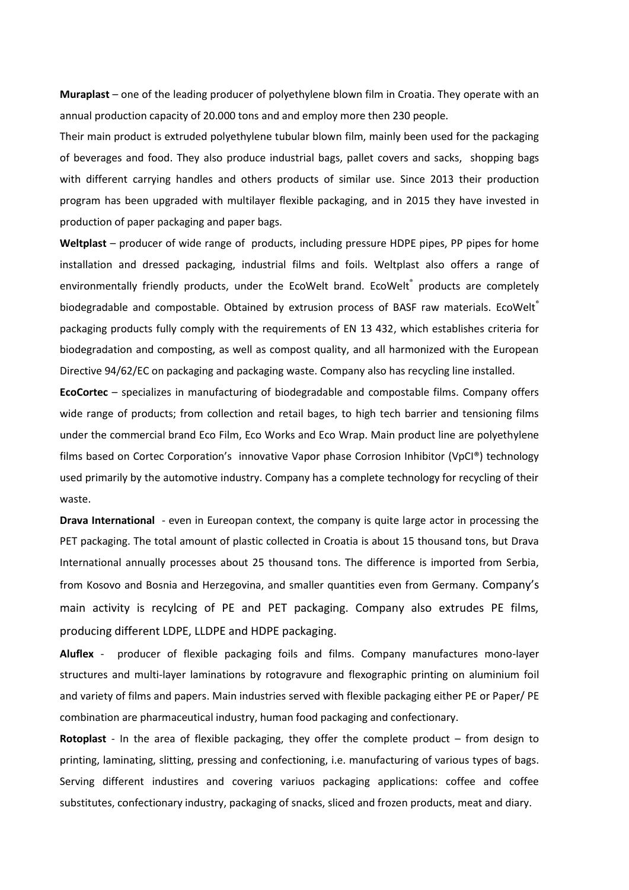**Muraplast** – one of the leading producer of polyethylene blown film in Croatia. They operate with an annual production capacity of 20.000 tons and and employ more then 230 people.
Their main product is extruded polyethylene tubular blown film, mainly been used for the packaging of beverages and food. They also produce industrial bags, pallet covers and sacks, shopping bags with different carrying handles and others products of similar use. Since 2013 their production program has been upgraded with multilayer flexible packaging, and in 2015 they have invested in production of paper packaging and paper bags.

**Weltplast** – producer of wide range of products, including pressure HDPE pipes, PP pipes for home installation and dressed packaging, industrial films and foils. Weltplast also offers a range of environmentally friendly products, under the EcoWelt brand. EcoWelt® products are completely biodegradable and compostable. Obtained by extrusion process of BASF raw materials. EcoWelt® packaging products fully comply with the requirements of EN 13 432, which establishes criteria for biodegradation and composting, as well as compost quality, and all harmonized with the European Directive 94/62/EC on packaging and packaging waste. Company also has recycling line installed.

**EcoCortec** – specializes in manufacturing of biodegradable and compostable films. Company offers wide range of products; from collection and retail bages, to high tech barrier and tensioning films under the commercial brand Eco Film, Eco Works and Eco Wrap. Main product line are polyethylene films based on Cortec Corporation's innovative Vapor phase Corrosion Inhibitor (VpCI®) technology used primarily by the automotive industry. Company has a complete technology for recycling of their waste.

**Drava International** - even in Eureopan context, the company is quite large actor in processing the PET packaging. The total amount of plastic collected in Croatia is about 15 thousand tons, but Drava International annually processes about 25 thousand tons. The difference is imported from Serbia, from Kosovo and Bosnia and Herzegovina, and smaller quantities even from Germany. Company's main activity is recylcing of PE and PET packaging. Company also extrudes PE films, producing different LDPE, LLDPE and HDPE packaging.

**Aluflex** - producer of flexible packaging foils and films. Company manufactures mono-layer structures and multi-layer laminations by rotogravure and flexographic printing on aluminium foil and variety of films and papers. Main industries served with flexible packaging either PE or Paper/ PE combination are pharmaceutical industry, human food packaging and confectionary.

**Rotoplast** - In the area of flexible packaging, they offer the complete product – from design to printing, laminating, slitting, pressing and confectioning, i.e. manufacturing of various types of bags. Serving different industires and covering variuos packaging applications: coffee and coffee substitutes, confectionary industry, packaging of snacks, sliced and frozen products, meat and diary.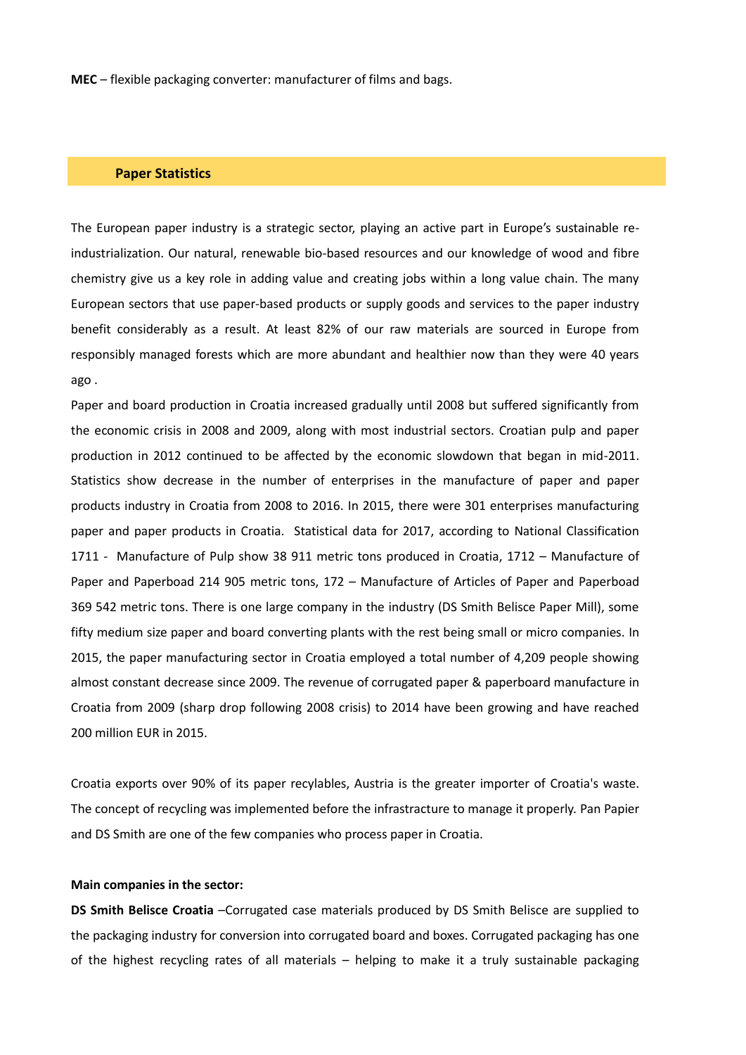**MEC** – flexible packaging converter: manufacturer of films and bags.

## Paper Statistics

The European paper industry is a strategic sector, playing an active part in Europe's sustainable re-industrialization. Our natural, renewable bio-based resources and our knowledge of wood and fibre chemistry give us a key role in adding value and creating jobs within a long value chain. The many European sectors that use paper-based products or supply goods and services to the paper industry benefit considerably as a result. At least 82% of our raw materials are sourced in Europe from responsibly managed forests which are more abundant and healthier now than they were 40 years ago .

Paper and board production in Croatia increased gradually until 2008 but suffered significantly from the economic crisis in 2008 and 2009, along with most industrial sectors. Croatian pulp and paper production in 2012 continued to be affected by the economic slowdown that began in mid-2011. Statistics show decrease in the number of enterprises in the manufacture of paper and paper products industry in Croatia from 2008 to 2016. In 2015, there were 301 enterprises manufacturing paper and paper products in Croatia. Statistical data for 2017, according to National Classification 1711 - Manufacture of Pulp show 38 911 metric tons produced in Croatia, 1712 – Manufacture of Paper and Paperboad 214 905 metric tons, 172 – Manufacture of Articles of Paper and Paperboad 369 542 metric tons. There is one large company in the industry (DS Smith Belisce Paper Mill), some fifty medium size paper and board converting plants with the rest being small or micro companies. In 2015, the paper manufacturing sector in Croatia employed a total number of 4,209 people showing almost constant decrease since 2009. The revenue of corrugated paper & paperboard manufacture in Croatia from 2009 (sharp drop following 2008 crisis) to 2014 have been growing and have reached 200 million EUR in 2015.

Croatia exports over 90% of its paper recylables, Austria is the greater importer of Croatia's waste. The concept of recycling was implemented before the infrastructure to manage it properly. Pan Papier and DS Smith are one of the few companies who process paper in Croatia.

**Main companies in the sector:**

**DS Smith Belisce Croatia** –Corrugated case materials produced by DS Smith Belisce are supplied to the packaging industry for conversion into corrugated board and boxes. Corrugated packaging has one of the highest recycling rates of all materials – helping to make it a truly sustainable packaging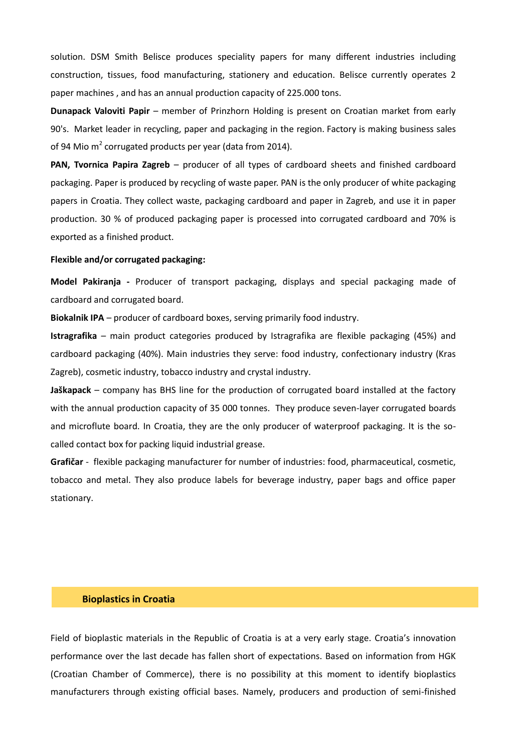solution. DSM Smith Belisce produces speciality papers for many different industries including construction, tissues, food manufacturing, stationery and education. Belisce currently operates 2 paper machines , and has an annual production capacity of 225.000 tons.

**Dunapack Valoviti Papir** – member of Prinzhorn Holding is present on Croatian market from early 90's. Market leader in recycling, paper and packaging in the region. Factory is making business sales of 94 Mio $m^2$ corrugated products per year (data from 2014).

**PAN, Tvornica Papira Zagreb** – producer of all types of cardboard sheets and finished cardboard packaging. Paper is produced by recycling of waste paper. PAN is the only producer of white packaging papers in Croatia. They collect waste, packaging cardboard and paper in Zagreb, and use it in paper production. 30 % of produced packaging paper is processed into corrugated cardboard and 70% is exported as a finished product.

**Flexible and/or corrugated packaging:**

**Model Pakiranja -** Producer of transport packaging, displays and special packaging made of cardboard and corrugated board.

**Biokalnik IPA** – producer of cardboard boxes, serving primarily food industry.

**Istragrafika** – main product categories produced by Istragrafika are flexible packaging (45%) and cardboard packaging (40%). Main industries they serve: food industry, confectionary industry (Kras Zagreb), cosmetic industry, tobacco industry and crystal industry.

**Jaškapack** – company has BHS line for the production of corrugated board installed at the factory with the annual production capacity of 35 000 tonnes. They produce seven-layer corrugated boards and microflute board. In Croatia, they are the only producer of waterproof packaging. It is the so-called contact box for packing liquid industrial grease.

**Grafičar** - flexible packaging manufacturer for number of industries: food, pharmaceutical, cosmetic, tobacco and metal. They also produce labels for beverage industry, paper bags and office paper stationary.

## Bioplastics in Croatia

Field of bioplastic materials in the Republic of Croatia is at a very early stage. Croatia's innovation performance over the last decade has fallen short of expectations. Based on information from HGK (Croatian Chamber of Commerce), there is no possibility at this moment to identify bioplastics manufacturers through existing official bases. Namely, producers and production of semi-finished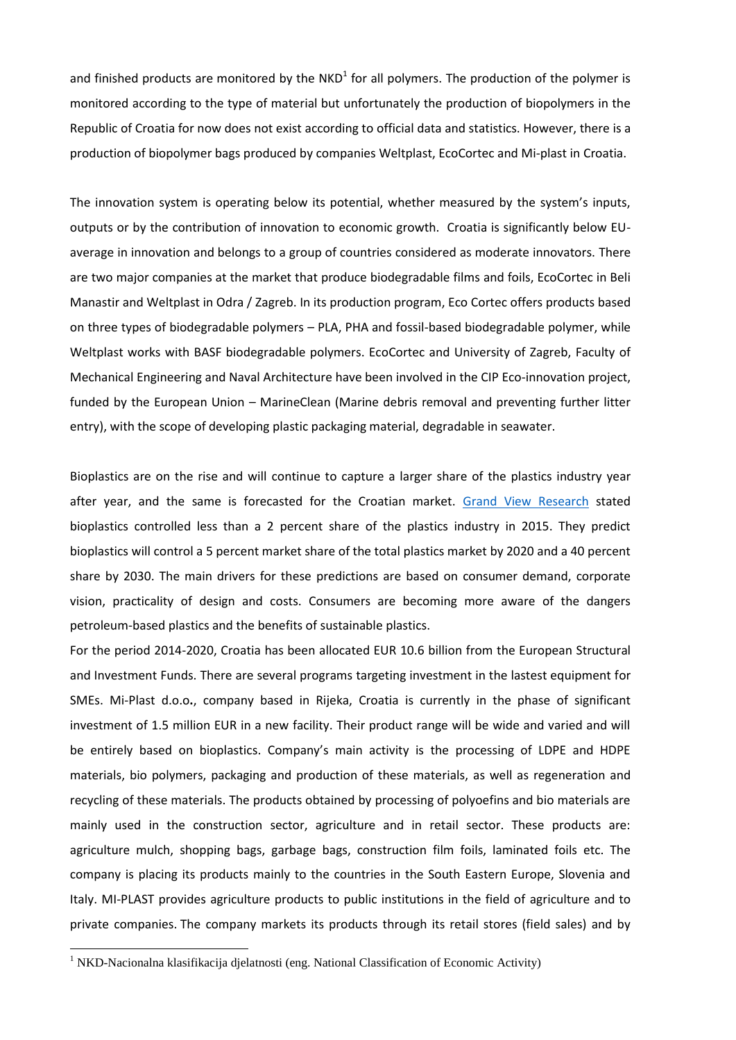and finished products are monitored by the NKD[1] for all polymers. The production of the polymer is monitored according to the type of material but unfortunately the production of biopolymers in the Republic of Croatia for now does not exist according to official data and statistics. However, there is a production of biopolymer bags produced by companies Weltplast, EcoCortec and Mi-plast in Croatia.

The innovation system is operating below its potential, whether measured by the system's inputs, outputs or by the contribution of innovation to economic growth. Croatia is significantly below EU-average in innovation and belongs to a group of countries considered as moderate innovators. There are two major companies at the market that produce biodegradable films and foils, EcoCortec in Beli Manastir and Weltplast in Odra / Zagreb. In its production program, Eco Cortec offers products based on three types of biodegradable polymers – PLA, PHA and fossil-based biodegradable polymer, while Weltplast works with BASF biodegradable polymers. EcoCortec and University of Zagreb, Faculty of Mechanical Engineering and Naval Architecture have been involved in the CIP Eco-innovation project, funded by the European Union – MarineClean (Marine debris removal and preventing further litter entry), with the scope of developing plastic packaging material, degradable in seawater.

Bioplastics are on the rise and will continue to capture a larger share of the plastics industry year after year, and the same is forecasted for the Croatian market. Grand View Research stated bioplastics controlled less than a 2 percent share of the plastics industry in 2015. They predict bioplastics will control a 5 percent market share of the total plastics market by 2020 and a 40 percent share by 2030. The main drivers for these predictions are based on consumer demand, corporate vision, practicality of design and costs. Consumers are becoming more aware of the dangers petroleum-based plastics and the benefits of sustainable plastics.

For the period 2014-2020, Croatia has been allocated EUR 10.6 billion from the European Structural and Investment Funds. There are several programs targeting investment in the lastest equipment for SMEs. Mi-Plast d.o.o**.**, company based in Rijeka, Croatia is currently in the phase of significant investment of 1.5 million EUR in a new facility. Their product range will be wide and varied and will be entirely based on bioplastics. Company's main activity is the processing of LDPE and HDPE materials, bio polymers, packaging and production of these materials, as well as regeneration and recycling of these materials. The products obtained by processing of polyoefins and bio materials are mainly used in the construction sector, agriculture and in retail sector. These products are: agriculture mulch, shopping bags, garbage bags, construction film foils, laminated foils etc. The company is placing its products mainly to the countries in the South Eastern Europe, Slovenia and Italy. MI-PLAST provides agriculture products to public institutions in the field of agriculture and to private companies. The company markets its products through its retail stores (field sales) and by

[1] NKD-Nacionalna klasifikacija djelatnosti (eng. National Classification of Economic Activity)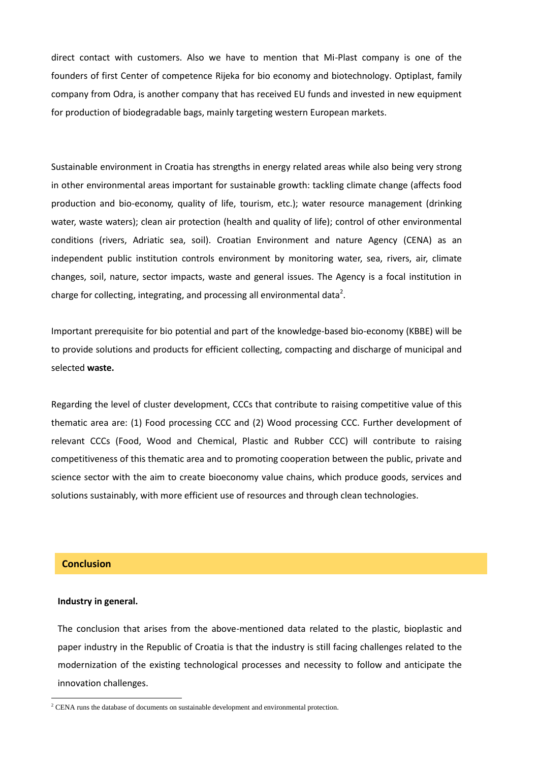direct contact with customers. Also we have to mention that Mi-Plast company is one of the founders of first Center of competence Rijeka for bio economy and biotechnology. Optiplast, family company from Odra, is another company that has received EU funds and invested in new equipment for production of biodegradable bags, mainly targeting western European markets.

Sustainable environment in Croatia has strengths in energy related areas while also being very strong in other environmental areas important for sustainable growth: tackling climate change (affects food production and bio-economy, quality of life, tourism, etc.); water resource management (drinking water, waste waters); clean air protection (health and quality of life); control of other environmental conditions (rivers, Adriatic sea, soil). Croatian Environment and nature Agency (CENA) as an independent public institution controls environment by monitoring water, sea, rivers, air, climate changes, soil, nature, sector impacts, waste and general issues. The Agency is a focal institution in charge for collecting, integrating, and processing all environmental data[2].

Important prerequisite for bio potential and part of the knowledge-based bio-economy (KBBE) will be to provide solutions and products for efficient collecting, compacting and discharge of municipal and selected **waste.**

Regarding the level of cluster development, CCCs that contribute to raising competitive value of this thematic area are: (1) Food processing CCC and (2) Wood processing CCC. Further development of relevant CCCs (Food, Wood and Chemical, Plastic and Rubber CCC) will contribute to raising competitiveness of this thematic area and to promoting cooperation between the public, private and science sector with the aim to create bioeconomy value chains, which produce goods, services and solutions sustainably, with more efficient use of resources and through clean technologies.

## Conclusion

**Industry in general.**

The conclusion that arises from the above-mentioned data related to the plastic, bioplastic and paper industry in the Republic of Croatia is that the industry is still facing challenges related to the modernization of the existing technological processes and necessity to follow and anticipate the innovation challenges.

[2] CENA runs the database of documents on sustainable development and environmental protection.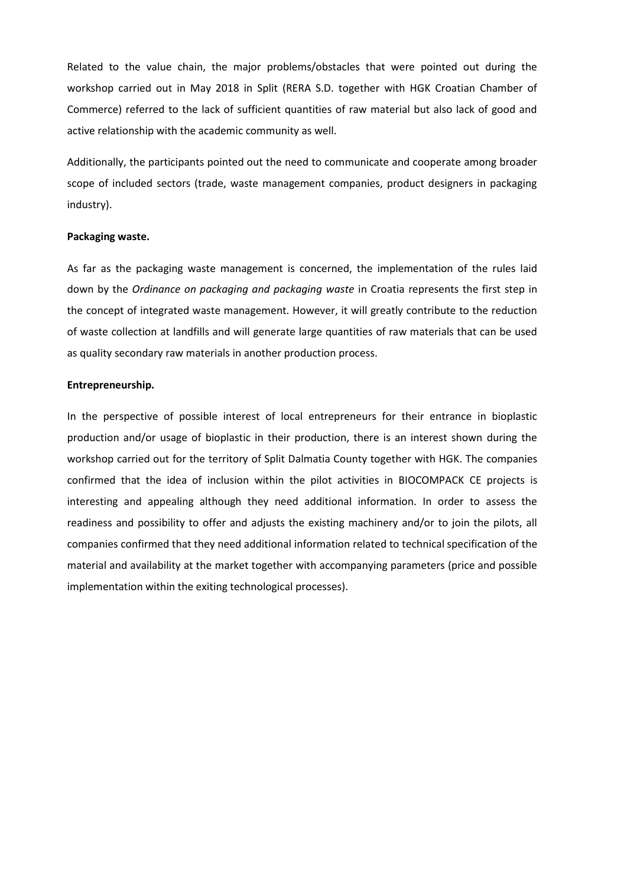Related to the value chain, the major problems/obstacles that were pointed out during the workshop carried out in May 2018 in Split (RERA S.D. together with HGK Croatian Chamber of Commerce) referred to the lack of sufficient quantities of raw material but also lack of good and active relationship with the academic community as well.

Additionally, the participants pointed out the need to communicate and cooperate among broader scope of included sectors (trade, waste management companies, product designers in packaging industry).

**Packaging waste.**

As far as the packaging waste management is concerned, the implementation of the rules laid down by the *Ordinance on packaging and packaging waste* in Croatia represents the first step in the concept of integrated waste management. However, it will greatly contribute to the reduction of waste collection at landfills and will generate large quantities of raw materials that can be used as quality secondary raw materials in another production process.

**Entrepreneurship.**

In the perspective of possible interest of local entrepreneurs for their entrance in bioplastic production and/or usage of bioplastic in their production, there is an interest shown during the workshop carried out for the territory of Split Dalmatia County together with HGK. The companies confirmed that the idea of inclusion within the pilot activities in BIOCOMPACK CE projects is interesting and appealing although they need additional information. In order to assess the readiness and possibility to offer and adjusts the existing machinery and/or to join the pilots, all companies confirmed that they need additional information related to technical specification of the material and availability at the market together with accompanying parameters (price and possible implementation within the exiting technological processes).